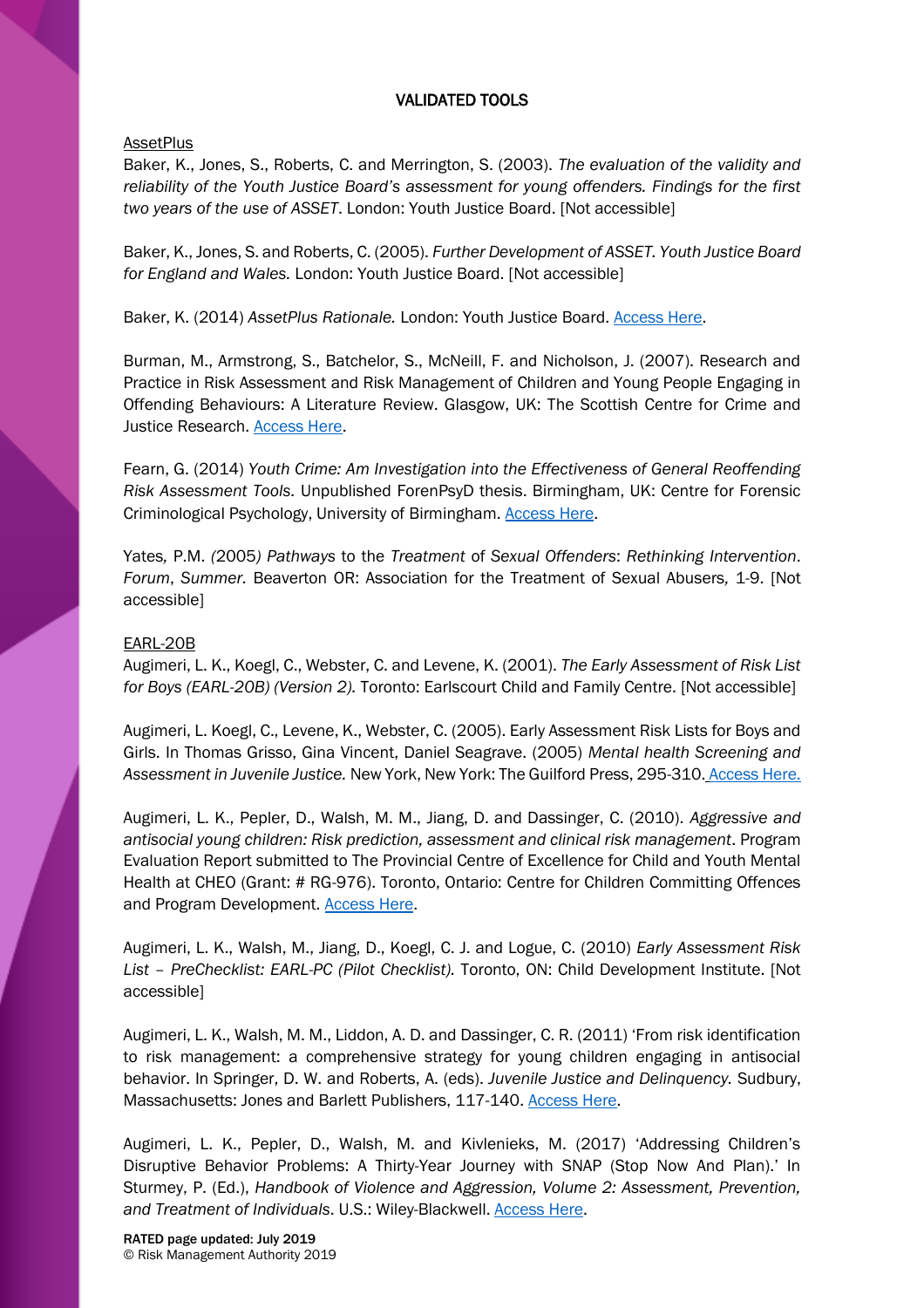# VALIDATED TOOLS

## AssetPlus

Baker, K., Jones, S., Roberts, C. and Merrington, S. (2003). *The evaluation of the validity and reliability of the Youth Justice Board's assessment for young offenders. Findings for the first two years of the use of ASSET*. London: Youth Justice Board. [Not accessible]

Baker, K., Jones, S. and Roberts, C. (2005). *Further Development of ASSET. Youth Justice Board for England and Wales.* London: Youth Justice Board. [Not accessible]

Baker, K. (2014) *AssetPlus Rationale.* London: Youth Justice Board. Access Here.

Burman, M., Armstrong, S., Batchelor, S., McNeill, F. and Nicholson, J. (2007). Research and Practice in Risk Assessment and Risk Management of Children and Young People Engaging in Offending Behaviours: A Literature Review. Glasgow, UK: The Scottish Centre for Crime and Justice Research. Access Here.

Fearn, G. (2014) *Youth Crime: Am Investigation into the Effectiveness of General Reoffending Risk Assessment Tools.* Unpublished ForenPsyD thesis. Birmingham, UK: Centre for Forensic Criminological Psychology, University of Birmingham. Access Here.

Yates, P.M. (2005) *Pathways* to the *Treatment* of *Sexual Offenders*: *Rethinking Intervention*. *Forum*, *Summer.* Beaverton OR: Association for the Treatment of Sexual Abusers, 1-9. [Not accessible]

## EARL-20B

Augimeri, L. K., Koegl, C., Webster, C. and Levene, K. (2001). *The Early Assessment of Risk List for Boys (EARL-20B) (Version 2).* Toronto: Earlscourt Child and Family Centre. [Not accessible]

Augimeri, L. Koegl, C., Levene, K., Webster, C. (2005). Early Assessment Risk Lists for Boys and Girls. In Thomas Grisso, Gina Vincent, Daniel Seagrave. (2005) *Mental health Screening and Assessment in Juvenile Justice.* New York, New York: The Guilford Press, 295-310. Access Here.

Augimeri, L. K., Pepler, D., Walsh, M. M., Jiang, D. and Dassinger, C. (2010). *Aggressive and antisocial young children: Risk prediction, assessment and clinical risk management*. Program Evaluation Report submitted to The Provincial Centre of Excellence for Child and Youth Mental Health at CHEO (Grant: # RG-976). Toronto, Ontario: Centre for Children Committing Offences and Program Development. Access Here.

Augimeri, L. K., Walsh, M., Jiang, D., Koegl, C. J. and Logue, C. (2010) *Early Assessment Risk List – PreChecklist: EARL-PC (Pilot Checklist).* Toronto, ON: Child Development Institute. [Not accessible]

Augimeri, L. K., Walsh, M. M., Liddon, A. D. and Dassinger, C. R. (2011) 'From risk identification to risk management: a comprehensive strategy for young children engaging in antisocial behavior. In Springer, D. W. and Roberts, A. (eds). *Juvenile Justice and Delinquency.* Sudbury, Massachusetts: Jones and Barlett Publishers, 117-140. Access Here.

Augimeri, L. K., Pepler, D., Walsh, M. and Kivlenieks, M. (2017) 'Addressing Children's Disruptive Behavior Problems: A Thirty-Year Journey with SNAP (Stop Now And Plan).' In Sturmey, P. (Ed.), *Handbook of Violence and Aggression, Volume 2: Assessment, Prevention, and Treatment of Individuals*. U.S.: Wiley-Blackwell. Access Here.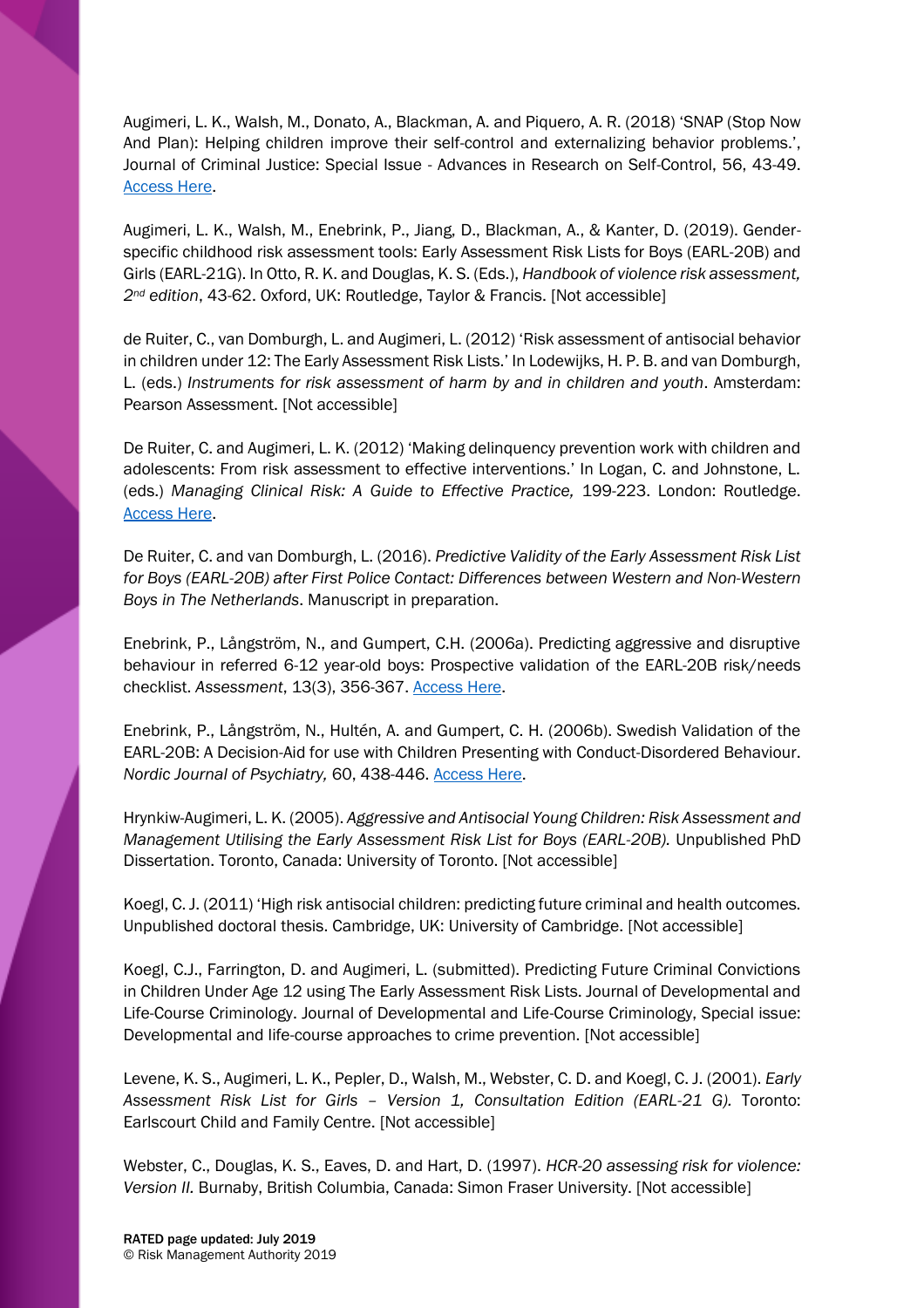Augimeri, L. K., Walsh, M., Donato, A., Blackman, A. and Piquero, A. R. (2018) 'SNAP (Stop Now And Plan): Helping children improve their self-control and externalizing behavior problems.', Journal of Criminal Justice: Special Issue - Advances in Research on Self-Control, 56, 43-49. Access Here.

Augimeri, L. K., Walsh, M., Enebrink, P., Jiang, D., Blackman, A., & Kanter, D. (2019). Gender-specific childhood risk assessment tools: Early Assessment Risk Lists for Boys (EARL-20B) and Girls (EARL-21G). In Otto, R. K. and Douglas, K. S. (Eds.), *Handbook of violence risk assessment, 2nd edition*, 43-62. Oxford, UK: Routledge, Taylor & Francis. [Not accessible]

de Ruiter, C., van Domburgh, L. and Augimeri, L. (2012) 'Risk assessment of antisocial behavior in children under 12: The Early Assessment Risk Lists.' In Lodewijks, H. P. B. and van Domburgh, L. (eds.) *Instruments for risk assessment of harm by and in children and youth*. Amsterdam: Pearson Assessment. [Not accessible]

De Ruiter, C. and Augimeri, L. K. (2012) 'Making delinquency prevention work with children and adolescents: From risk assessment to effective interventions.' In Logan, C. and Johnstone, L. (eds.) *Managing Clinical Risk: A Guide to Effective Practice,* 199-223. London: Routledge. Access Here.

De Ruiter, C. and van Domburgh, L. (2016). *Predictive Validity of the Early Assessment Risk List for Boys (EARL-20B) after First Police Contact: Differences between Western and Non-Western Boys in The Netherlands*. Manuscript in preparation.

Enebrink, P., Långström, N., and Gumpert, C.H. (2006a). Predicting aggressive and disruptive behaviour in referred 6-12 year-old boys: Prospective validation of the EARL-20B risk/needs checklist. *Assessment*, 13(3), 356-367. Access Here.

Enebrink, P., Långström, N., Hultén, A. and Gumpert, C. H. (2006b). Swedish Validation of the EARL-20B: A Decision-Aid for use with Children Presenting with Conduct-Disordered Behaviour. *Nordic Journal of Psychiatry,* 60, 438-446. Access Here.

Hrynkiw-Augimeri, L. K. (2005). *Aggressive and Antisocial Young Children: Risk Assessment and Management Utilising the Early Assessment Risk List for Boys (EARL-20B).* Unpublished PhD Dissertation. Toronto, Canada: University of Toronto. [Not accessible]

Koegl, C. J. (2011) 'High risk antisocial children: predicting future criminal and health outcomes. Unpublished doctoral thesis. Cambridge, UK: University of Cambridge. [Not accessible]

Koegl, C.J., Farrington, D. and Augimeri, L. (submitted). Predicting Future Criminal Convictions in Children Under Age 12 using The Early Assessment Risk Lists. Journal of Developmental and Life-Course Criminology. Journal of Developmental and Life-Course Criminology, Special issue: Developmental and life-course approaches to crime prevention. [Not accessible]

Levene, K. S., Augimeri, L. K., Pepler, D., Walsh, M., Webster, C. D. and Koegl, C. J. (2001). *Early Assessment Risk List for Girls – Version 1, Consultation Edition (EARL-21 G).* Toronto: Earlscourt Child and Family Centre. [Not accessible]

Webster, C., Douglas, K. S., Eaves, D. and Hart, D. (1997). *HCR-20 assessing risk for violence: Version II.* Burnaby, British Columbia, Canada: Simon Fraser University. [Not accessible]

**RATED page updated: July 2019**
© Risk Management Authority 2019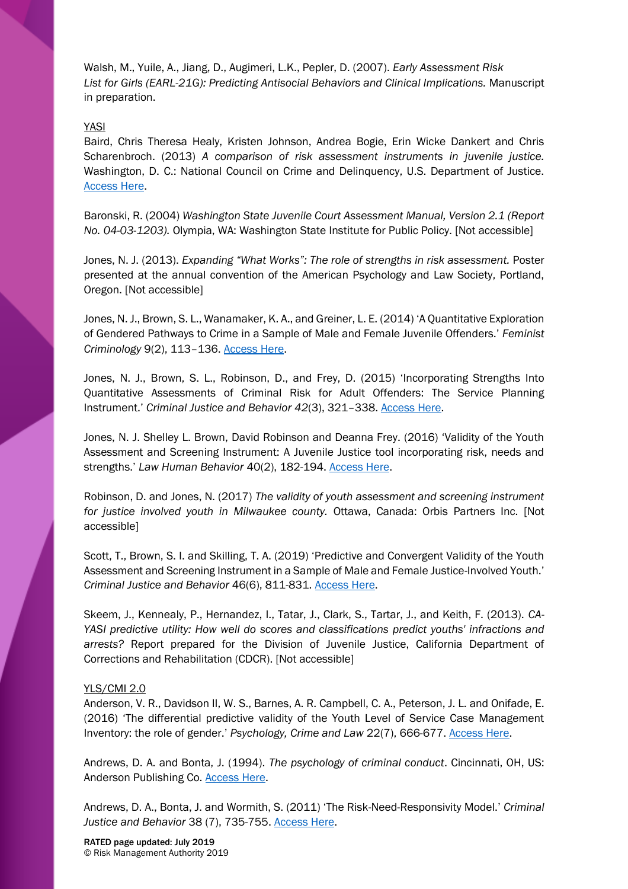Walsh, M., Yuile, A., Jiang, D., Augimeri, L.K., Pepler, D. (2007). *Early Assessment Risk List for Girls (EARL-21G): Predicting Antisocial Behaviors and Clinical Implications.* Manuscript in preparation.

YASI

Baird, Chris Theresa Healy, Kristen Johnson, Andrea Bogie, Erin Wicke Dankert and Chris Scharenbroch. (2013) *A comparison of risk assessment instruments in juvenile justice.* Washington, D. C.: National Council on Crime and Delinquency, U.S. Department of Justice. Access Here.

Baronski, R. (2004) *Washington State Juvenile Court Assessment Manual, Version 2.1 (Report No. 04-03-1203).* Olympia, WA: Washington State Institute for Public Policy. [Not accessible]

Jones, N. J. (2013). *Expanding "What Works": The role of strengths in risk assessment.* Poster presented at the annual convention of the American Psychology and Law Society, Portland, Oregon. [Not accessible]

Jones, N. J., Brown, S. L., Wanamaker, K. A., and Greiner, L. E. (2014) 'A Quantitative Exploration of Gendered Pathways to Crime in a Sample of Male and Female Juvenile Offenders.' *Feminist Criminology* 9(2), 113–136. Access Here.

Jones, N. J., Brown, S. L., Robinson, D., and Frey, D. (2015) 'Incorporating Strengths Into Quantitative Assessments of Criminal Risk for Adult Offenders: The Service Planning Instrument.' *Criminal Justice and Behavior 42*(3), 321–338. Access Here.

Jones, N. J. Shelley L. Brown, David Robinson and Deanna Frey. (2016) 'Validity of the Youth Assessment and Screening Instrument: A Juvenile Justice tool incorporating risk, needs and strengths.' *Law Human Behavior* 40(2), 182-194. Access Here.

Robinson, D. and Jones, N. (2017) *The validity of youth assessment and screening instrument for justice involved youth in Milwaukee county.* Ottawa, Canada: Orbis Partners Inc. [Not accessible]

Scott, T., Brown, S. I. and Skilling, T. A. (2019) 'Predictive and Convergent Validity of the Youth Assessment and Screening Instrument in a Sample of Male and Female Justice-Involved Youth.' *Criminal Justice and Behavior* 46(6), 811-831. Access Here.

Skeem, J., Kennealy, P., Hernandez, I., Tatar, J., Clark, S., Tartar, J., and Keith, F. (2013). *CA-YASI predictive utility: How well do scores and classifications predict youths' infractions and arrests?* Report prepared for the Division of Juvenile Justice, California Department of Corrections and Rehabilitation (CDCR). [Not accessible]

YLS/CMI 2.0

Anderson, V. R., Davidson II, W. S., Barnes, A. R. Campbell, C. A., Peterson, J. L. and Onifade, E. (2016) 'The differential predictive validity of the Youth Level of Service Case Management Inventory: the role of gender.' *Psychology, Crime and Law* 22(7), 666-677. Access Here.

Andrews, D. A. and Bonta, J. (1994). *The psychology of criminal conduct*. Cincinnati, OH, US: Anderson Publishing Co. Access Here.

Andrews, D. A., Bonta, J. and Wormith, S. (2011) 'The Risk-Need-Responsivity Model.' *Criminal Justice and Behavior* 38 (7), 735-755. Access Here.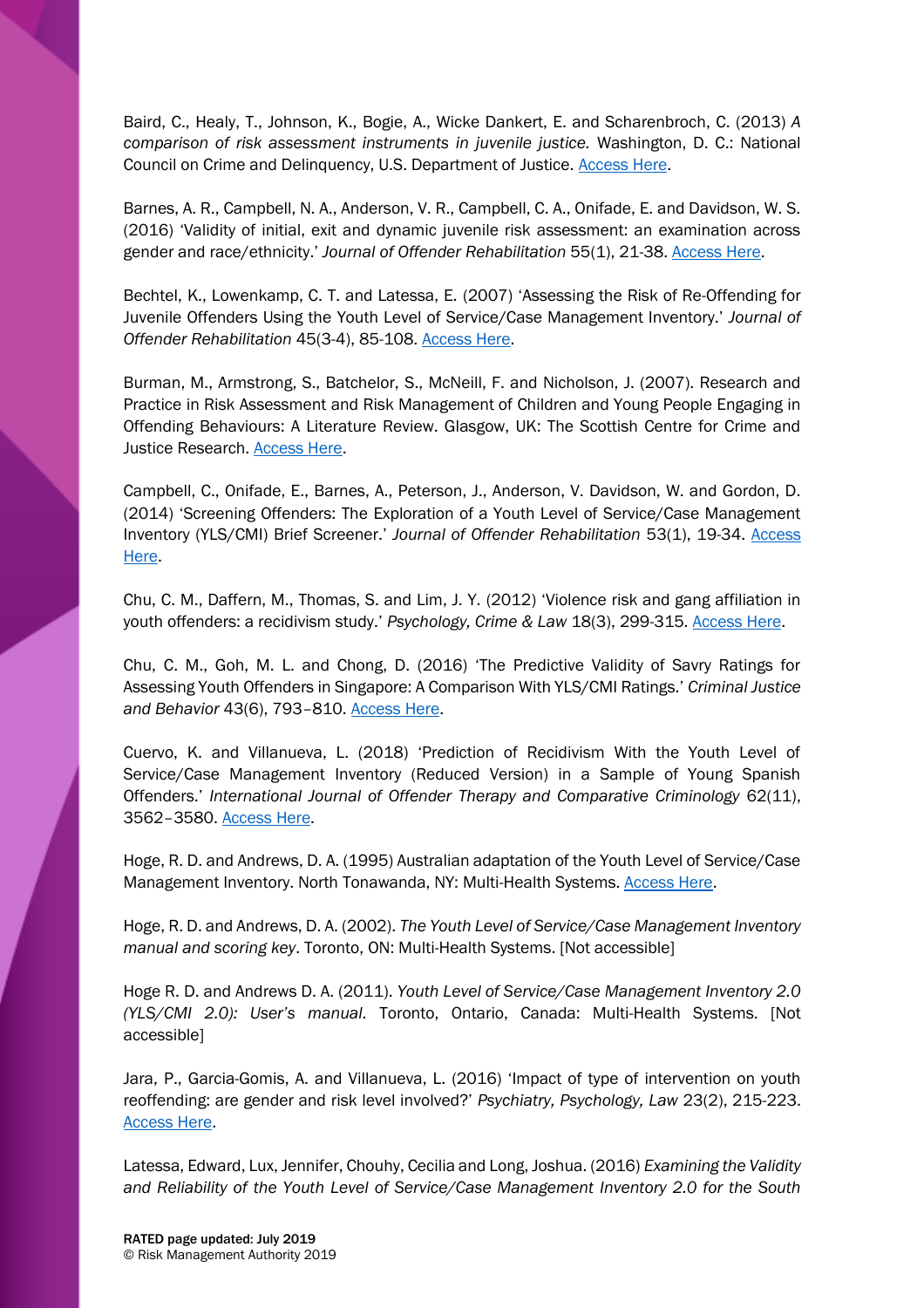Baird, C., Healy, T., Johnson, K., Bogie, A., Wicke Dankert, E. and Scharenbroch, C. (2013) *A comparison of risk assessment instruments in juvenile justice.* Washington, D. C.: National Council on Crime and Delinquency, U.S. Department of Justice. Access Here.

Barnes, A. R., Campbell, N. A., Anderson, V. R., Campbell, C. A., Onifade, E. and Davidson, W. S. (2016) 'Validity of initial, exit and dynamic juvenile risk assessment: an examination across gender and race/ethnicity.' *Journal of Offender Rehabilitation* 55(1), 21-38. Access Here.

Bechtel, K., Lowenkamp, C. T. and Latessa, E. (2007) 'Assessing the Risk of Re-Offending for Juvenile Offenders Using the Youth Level of Service/Case Management Inventory.' *Journal of Offender Rehabilitation* 45(3-4), 85-108. Access Here.

Burman, M., Armstrong, S., Batchelor, S., McNeill, F. and Nicholson, J. (2007). Research and Practice in Risk Assessment and Risk Management of Children and Young People Engaging in Offending Behaviours: A Literature Review. Glasgow, UK: The Scottish Centre for Crime and Justice Research. Access Here.

Campbell, C., Onifade, E., Barnes, A., Peterson, J., Anderson, V. Davidson, W. and Gordon, D. (2014) 'Screening Offenders: The Exploration of a Youth Level of Service/Case Management Inventory (YLS/CMI) Brief Screener.' *Journal of Offender Rehabilitation* 53(1), 19-34. Access Here.

Chu, C. M., Daffern, M., Thomas, S. and Lim, J. Y. (2012) 'Violence risk and gang affiliation in youth offenders: a recidivism study.' *Psychology, Crime & Law* 18(3), 299-315. Access Here.

Chu, C. M., Goh, M. L. and Chong, D. (2016) 'The Predictive Validity of Savry Ratings for Assessing Youth Offenders in Singapore: A Comparison With YLS/CMI Ratings.' *Criminal Justice and Behavior* 43(6), 793–810. Access Here.

Cuervo, K. and Villanueva, L. (2018) 'Prediction of Recidivism With the Youth Level of Service/Case Management Inventory (Reduced Version) in a Sample of Young Spanish Offenders.' *International Journal of Offender Therapy and Comparative Criminology* 62(11), 3562–3580. Access Here.

Hoge, R. D. and Andrews, D. A. (1995) Australian adaptation of the Youth Level of Service/Case Management Inventory. North Tonawanda, NY: Multi-Health Systems. Access Here.

Hoge, R. D. and Andrews, D. A. (2002). *The Youth Level of Service/Case Management Inventory manual and scoring key*. Toronto, ON: Multi-Health Systems. [Not accessible]

Hoge R. D. and Andrews D. A. (2011). *Youth Level of Service/Case Management Inventory 2.0 (YLS/CMI 2.0): User's manual.* Toronto, Ontario, Canada: Multi-Health Systems. [Not accessible]

Jara, P., Garcia-Gomis, A. and Villanueva, L. (2016) 'Impact of type of intervention on youth reoffending: are gender and risk level involved?' *Psychiatry, Psychology, Law* 23(2), 215-223. Access Here.

Latessa, Edward, Lux, Jennifer, Chouhy, Cecilia and Long, Joshua. (2016) *Examining the Validity and Reliability of the Youth Level of Service/Case Management Inventory 2.0 for the South*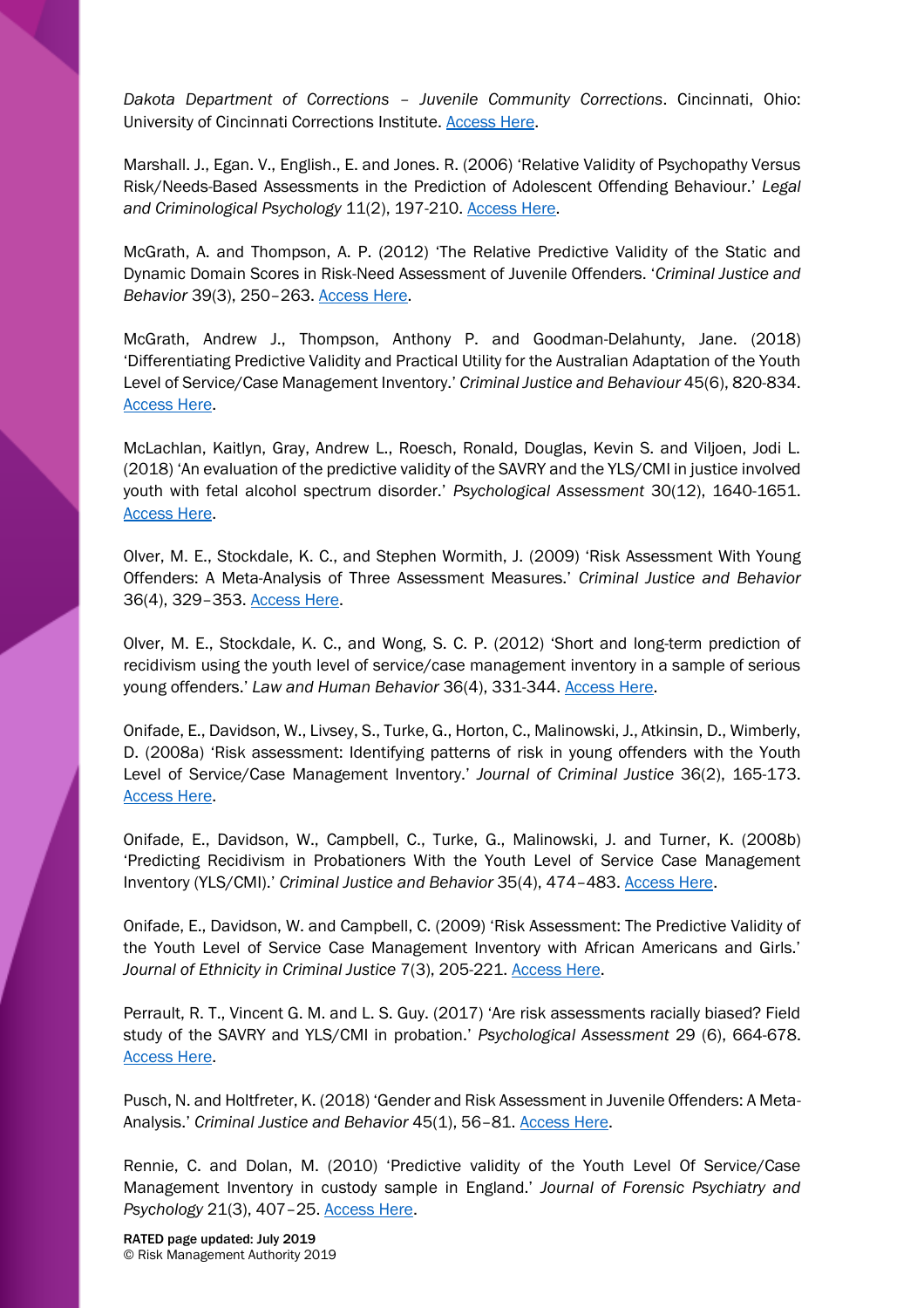*Dakota Department of Corrections – Juvenile Community Corrections*. Cincinnati, Ohio: University of Cincinnati Corrections Institute. Access Here.

Marshall. J., Egan. V., English., E. and Jones. R. (2006) 'Relative Validity of Psychopathy Versus Risk/Needs-Based Assessments in the Prediction of Adolescent Offending Behaviour.' *Legal and Criminological Psychology* 11(2), 197-210. Access Here.

McGrath, A. and Thompson, A. P. (2012) 'The Relative Predictive Validity of the Static and Dynamic Domain Scores in Risk-Need Assessment of Juvenile Offenders. '*Criminal Justice and Behavior* 39(3), 250–263. Access Here.

McGrath, Andrew J., Thompson, Anthony P. and Goodman-Delahunty, Jane. (2018) 'Differentiating Predictive Validity and Practical Utility for the Australian Adaptation of the Youth Level of Service/Case Management Inventory.' *Criminal Justice and Behaviour* 45(6), 820-834. Access Here.

McLachlan, Kaitlyn, Gray, Andrew L., Roesch, Ronald, Douglas, Kevin S. and Viljoen, Jodi L. (2018) 'An evaluation of the predictive validity of the SAVRY and the YLS/CMI in justice involved youth with fetal alcohol spectrum disorder.' *Psychological Assessment* 30(12), 1640-1651. Access Here.

Olver, M. E., Stockdale, K. C., and Stephen Wormith, J. (2009) 'Risk Assessment With Young Offenders: A Meta-Analysis of Three Assessment Measures.' *Criminal Justice and Behavior* 36(4), 329–353. Access Here.

Olver, M. E., Stockdale, K. C., and Wong, S. C. P. (2012) 'Short and long-term prediction of recidivism using the youth level of service/case management inventory in a sample of serious young offenders.' *Law and Human Behavior* 36(4), 331-344. Access Here.

Onifade, E., Davidson, W., Livsey, S., Turke, G., Horton, C., Malinowski, J., Atkinsin, D., Wimberly, D. (2008a) 'Risk assessment: Identifying patterns of risk in young offenders with the Youth Level of Service/Case Management Inventory.' *Journal of Criminal Justice* 36(2), 165-173. Access Here.

Onifade, E., Davidson, W., Campbell, C., Turke, G., Malinowski, J. and Turner, K. (2008b) 'Predicting Recidivism in Probationers With the Youth Level of Service Case Management Inventory (YLS/CMI).' *Criminal Justice and Behavior* 35(4), 474–483. Access Here.

Onifade, E., Davidson, W. and Campbell, C. (2009) 'Risk Assessment: The Predictive Validity of the Youth Level of Service Case Management Inventory with African Americans and Girls.' *Journal of Ethnicity in Criminal Justice* 7(3), 205-221. Access Here.

Perrault, R. T., Vincent G. M. and L. S. Guy. (2017) 'Are risk assessments racially biased? Field study of the SAVRY and YLS/CMI in probation.' *Psychological Assessment* 29 (6), 664-678. Access Here.

Pusch, N. and Holtfreter, K. (2018) 'Gender and Risk Assessment in Juvenile Offenders: A Meta-Analysis.' *Criminal Justice and Behavior* 45(1), 56–81. Access Here.

Rennie, C. and Dolan, M. (2010) 'Predictive validity of the Youth Level Of Service/Case Management Inventory in custody sample in England.' *Journal of Forensic Psychiatry and Psychology* 21(3), 407–25. Access Here.

**RATED page updated: July 2019**
© Risk Management Authority 2019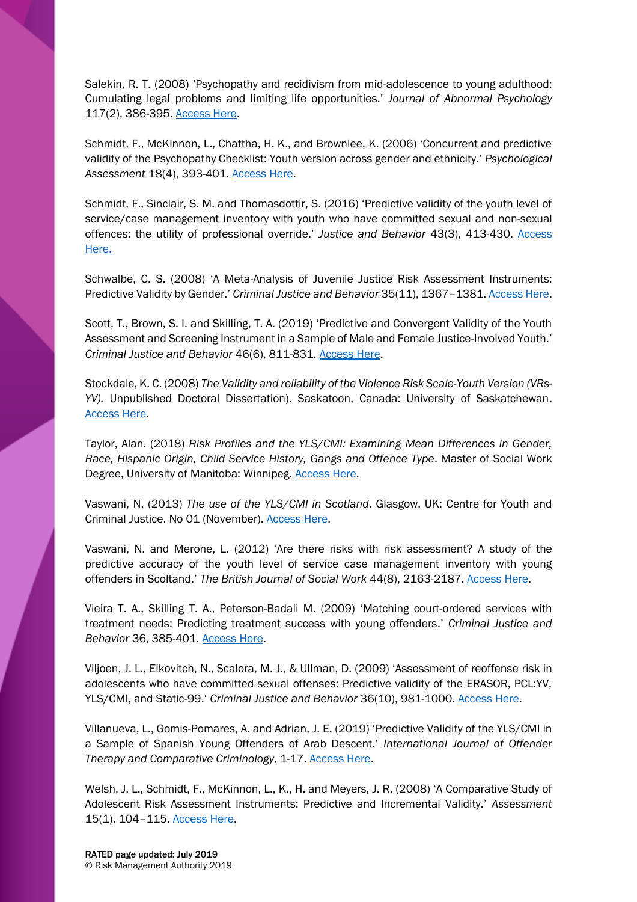Salekin, R. T. (2008) 'Psychopathy and recidivism from mid-adolescence to young adulthood: Cumulating legal problems and limiting life opportunities.' *Journal of Abnormal Psychology* 117(2), 386-395. Access Here.

Schmidt, F., McKinnon, L., Chattha, H. K., and Brownlee, K. (2006) 'Concurrent and predictive validity of the Psychopathy Checklist: Youth version across gender and ethnicity.' *Psychological Assessment* 18(4), 393-401. Access Here.

Schmidt, F., Sinclair, S. M. and Thomasdottir, S. (2016) 'Predictive validity of the youth level of service/case management inventory with youth who have committed sexual and non-sexual offences: the utility of professional override.' *Justice and Behavior* 43(3), 413-430. Access Here.

Schwalbe, C. S. (2008) 'A Meta-Analysis of Juvenile Justice Risk Assessment Instruments: Predictive Validity by Gender.' *Criminal Justice and Behavior* 35(11), 1367–1381. Access Here.

Scott, T., Brown, S. I. and Skilling, T. A. (2019) 'Predictive and Convergent Validity of the Youth Assessment and Screening Instrument in a Sample of Male and Female Justice-Involved Youth.' *Criminal Justice and Behavior* 46(6), 811-831. Access Here.

Stockdale, K. C. (2008) *The Validity and reliability of the Violence Risk Scale-Youth Version (VRs-YV).* Unpublished Doctoral Dissertation). Saskatoon, Canada: University of Saskatchewan. Access Here.

Taylor, Alan. (2018) *Risk Profiles and the YLS/CMI: Examining Mean Differences in Gender, Race, Hispanic Origin, Child Service History, Gangs and Offence Type*. Master of Social Work Degree, University of Manitoba: Winnipeg. Access Here.

Vaswani, N. (2013) *The use of the YLS/CMI in Scotland*. Glasgow, UK: Centre for Youth and Criminal Justice. No 01 (November). Access Here.

Vaswani, N. and Merone, L. (2012) 'Are there risks with risk assessment? A study of the predictive accuracy of the youth level of service case management inventory with young offenders in Scoltand.' *The British Journal of Social Work* 44(8), 2163-2187. Access Here.

Vieira T. A., Skilling T. A., Peterson-Badali M. (2009) 'Matching court-ordered services with treatment needs: Predicting treatment success with young offenders.' *Criminal Justice and Behavior* 36, 385-401. Access Here.

Viljoen, J. L., Elkovitch, N., Scalora, M. J., & Ullman, D. (2009) 'Assessment of reoffense risk in adolescents who have committed sexual offenses: Predictive validity of the ERASOR, PCL:YV, YLS/CMI, and Static-99.' *Criminal Justice and Behavior* 36(10), 981-1000. Access Here.

Villanueva, L., Gomis-Pomares, A. and Adrian, J. E. (2019) 'Predictive Validity of the YLS/CMI in a Sample of Spanish Young Offenders of Arab Descent.' *International Journal of Offender Therapy and Comparative Criminology,* 1-17. Access Here.

Welsh, J. L., Schmidt, F., McKinnon, L., K., H. and Meyers, J. R. (2008) 'A Comparative Study of Adolescent Risk Assessment Instruments: Predictive and Incremental Validity.' *Assessment* 15(1), 104–115. Access Here.

**RATED page updated: July 2019**
© Risk Management Authority 2019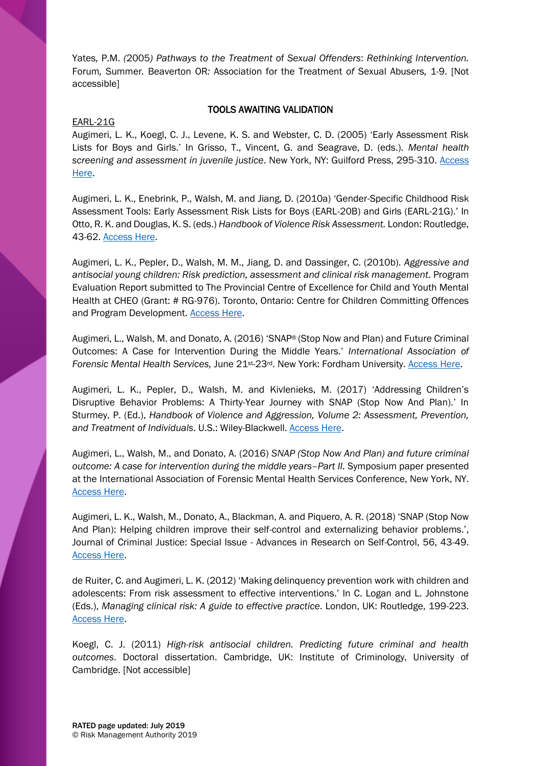Yates, P.M. *(2005) Pathways to the Treatment* of *Sexual Offenders*: *Rethinking Intervention.* Forum*,* Summer. Beaverton OR*:* Association for the Treatment *of* Sexual Abusers*,* 1-9. [Not accessible]

## TOOLS AWAITING VALIDATION

EARL-21G

Augimeri, L. K., Koegl, C. J., Levene, K. S. and Webster, C. D. (2005) 'Early Assessment Risk Lists for Boys and Girls.' In Grisso, T., Vincent, G. and Seagrave, D. (eds.). *Mental health screening and assessment in juvenile justice*. New York, NY: Guilford Press, 295-310. Access Here.

Augimeri, L. K., Enebrink, P., Walsh, M. and Jiang, D. (2010a) 'Gender-Specific Childhood Risk Assessment Tools: Early Assessment Risk Lists for Boys (EARL-20B) and Girls (EARL-21G).' In Otto, R. K. and Douglas, K. S. (eds.) *Handbook of Violence Risk Assessment.* London: Routledge, 43-62. Access Here.

Augimeri, L. K., Pepler, D., Walsh, M. M., Jiang, D. and Dassinger, C. (2010b). *Aggressive and antisocial young children: Risk prediction, assessment and clinical risk management*. Program Evaluation Report submitted to The Provincial Centre of Excellence for Child and Youth Mental Health at CHEO (Grant: # RG-976). Toronto, Ontario: Centre for Children Committing Offences and Program Development. Access Here.

Augimeri, L., Walsh, M. and Donato, A. (2016) 'SNAP® (Stop Now and Plan) and Future Criminal Outcomes: A Case for Intervention During the Middle Years.' *International Association of Forensic Mental Health Services,* June 21st-23rd. New York: Fordham University. Access Here.

Augimeri, L. K., Pepler, D., Walsh, M. and Kivlenieks, M. (2017) 'Addressing Children's Disruptive Behavior Problems: A Thirty-Year Journey with SNAP (Stop Now And Plan).' In Sturmey, P. (Ed.), *Handbook of Violence and Aggression, Volume 2: Assessment, Prevention, and Treatment of Individuals*. U.S.: Wiley-Blackwell. Access Here.

Augimeri, L., Walsh, M., and Donato, A. (2016) *SNAP (Stop Now And Plan) and future criminal outcome: A case for intervention during the middle years–Part II.* Symposium paper presented at the International Association of Forensic Mental Health Services Conference, New York, NY. Access Here.

Augimeri, L. K., Walsh, M., Donato, A., Blackman, A. and Piquero, A. R. (2018) 'SNAP (Stop Now And Plan): Helping children improve their self-control and externalizing behavior problems.', Journal of Criminal Justice: Special Issue - Advances in Research on Self-Control, 56, 43-49. Access Here.

de Ruiter, C. and Augimeri, L. K. (2012) 'Making delinquency prevention work with children and adolescents: From risk assessment to effective interventions.' In C. Logan and L. Johnstone (Eds.), *Managing clinical risk: A guide to effective practice*. London, UK: Routledge, 199-223. Access Here.

Koegl, C. J. (2011) *High-risk antisocial children. Predicting future criminal and health outcomes*. Doctoral dissertation. Cambridge, UK: Institute of Criminology, University of Cambridge. [Not accessible]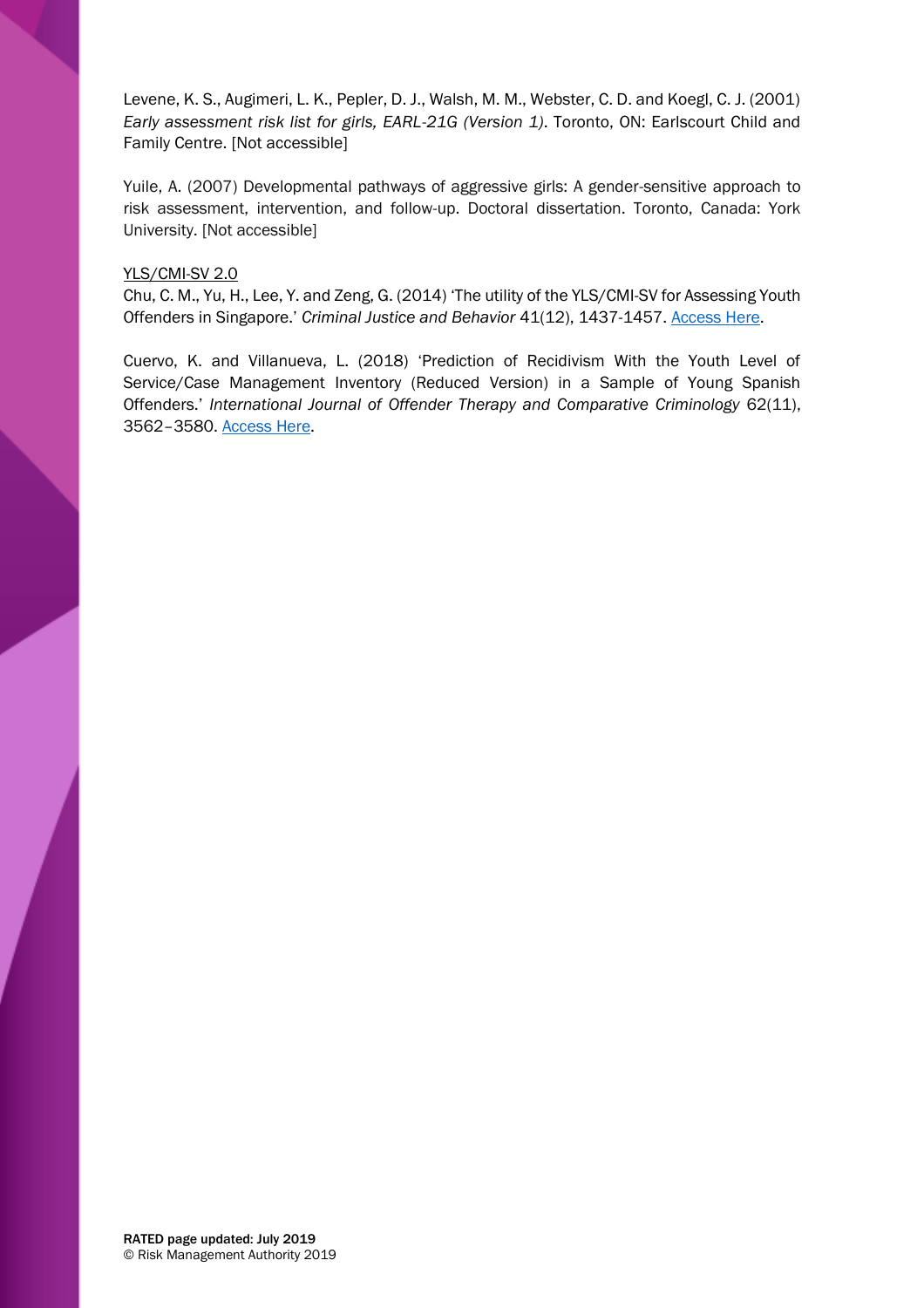Levene, K. S., Augimeri, L. K., Pepler, D. J., Walsh, M. M., Webster, C. D. and Koegl, C. J. (2001) *Early assessment risk list for girls, EARL-21G (Version 1)*. Toronto, ON: Earlscourt Child and Family Centre. [Not accessible]

Yuile, A. (2007) Developmental pathways of aggressive girls: A gender-sensitive approach to risk assessment, intervention, and follow-up. Doctoral dissertation. Toronto, Canada: York University. [Not accessible]

<u>YLS/CMI-SV 2.0</u>

Chu, C. M., Yu, H., Lee, Y. and Zeng, G. (2014) 'The utility of the YLS/CMI-SV for Assessing Youth Offenders in Singapore.' *Criminal Justice and Behavior* 41(12), 1437-1457. Access Here.

Cuervo, K. and Villanueva, L. (2018) 'Prediction of Recidivism With the Youth Level of Service/Case Management Inventory (Reduced Version) in a Sample of Young Spanish Offenders.' *International Journal of Offender Therapy and Comparative Criminology* 62(11), 3562–3580. Access Here.

**RATED page updated: July 2019**
© Risk Management Authority 2019